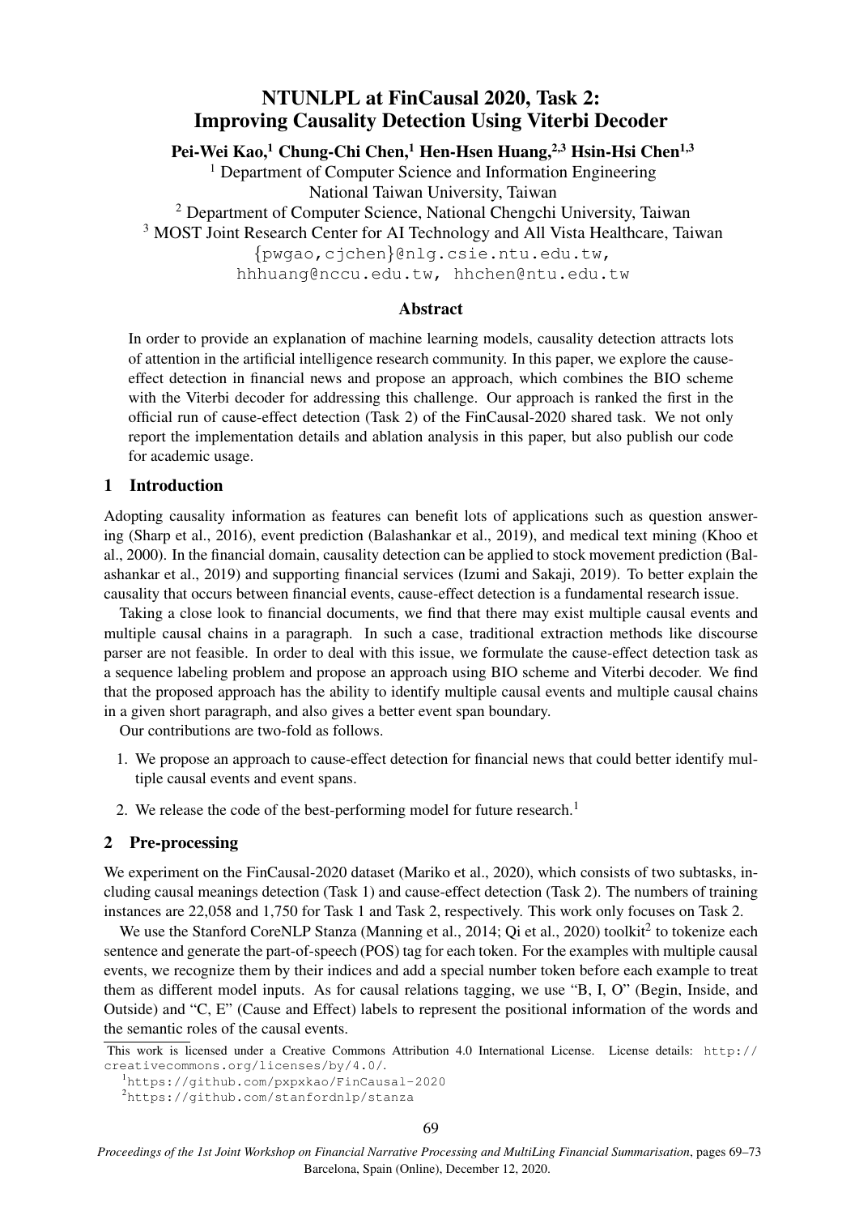# NTUNLPL at FinCausal 2020, Task 2: Improving Causality Detection Using Viterbi Decoder

**Pei-Wei Kao,[1] Chung-Chi Chen,[1] Hen-Hsen Huang,[2,3] Hsin-Hsi Chen[1,3]**

[1] Department of Computer Science and Information Engineering
National Taiwan University, Taiwan

[2] Department of Computer Science, National Chengchi University, Taiwan

[3] MOST Joint Research Center for AI Technology and All Vista Healthcare, Taiwan

{pwgao,cjchen}@nlg.csie.ntu.edu.tw,
hhhuang@nccu.edu.tw, hhchen@ntu.edu.tw

## Abstract

In order to provide an explanation of machine learning models, causality detection attracts lots of attention in the artificial intelligence research community. In this paper, we explore the cause-effect detection in financial news and propose an approach, which combines the BIO scheme with the Viterbi decoder for addressing this challenge. Our approach is ranked the first in the official run of cause-effect detection (Task 2) of the FinCausal-2020 shared task. We not only report the implementation details and ablation analysis in this paper, but also publish our code for academic usage.

## 1 Introduction

Adopting causality information as features can benefit lots of applications such as question answering (Sharp et al., 2016), event prediction (Balashankar et al., 2019), and medical text mining (Khoo et al., 2000). In the financial domain, causality detection can be applied to stock movement prediction (Balashankar et al., 2019) and supporting financial services (Izumi and Sakaji, 2019). To better explain the causality that occurs between financial events, cause-effect detection is a fundamental research issue.

Taking a close look to financial documents, we find that there may exist multiple causal events and multiple causal chains in a paragraph. In such a case, traditional extraction methods like discourse parser are not feasible. In order to deal with this issue, we formulate the cause-effect detection task as a sequence labeling problem and propose an approach using BIO scheme and Viterbi decoder. We find that the proposed approach has the ability to identify multiple causal events and multiple causal chains in a given short paragraph, and also gives a better event span boundary.

Our contributions are two-fold as follows.

1. We propose an approach to cause-effect detection for financial news that could better identify multiple causal events and event spans.
2. We release the code of the best-performing model for future research.[1]

## 2 Pre-processing

We experiment on the FinCausal-2020 dataset (Mariko et al., 2020), which consists of two subtasks, including causal meanings detection (Task 1) and cause-effect detection (Task 2). The numbers of training instances are 22,058 and 1,750 for Task 1 and Task 2, respectively. This work only focuses on Task 2.

We use the Stanford CoreNLP Stanza (Manning et al., 2014; Qi et al., 2020) toolkit[2] to tokenize each sentence and generate the part-of-speech (POS) tag for each token. For the examples with multiple causal events, we recognize them by their indices and add a special number token before each example to treat them as different model inputs. As for causal relations tagging, we use "B, I, O" (Begin, Inside, and Outside) and "C, E" (Cause and Effect) labels to represent the positional information of the words and the semantic roles of the causal events.

This work is licensed under a Creative Commons Attribution 4.0 International License. License details: http://creativecommons.org/licenses/by/4.0/.

[1] https://github.com/pxpxkao/FinCausal-2020

[2] https://github.com/stanfordnlp/stanza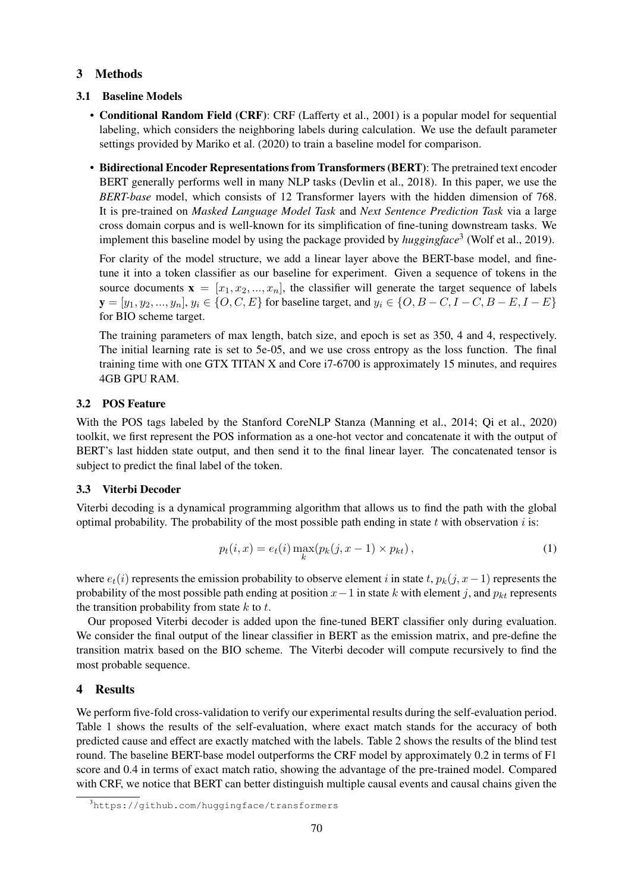## 3 Methods

### 3.1 Baseline Models

- **Conditional Random Field (CRF)**: CRF (Lafferty et al., 2001) is a popular model for sequential labeling, which considers the neighboring labels during calculation. We use the default parameter settings provided by Mariko et al. (2020) to train a baseline model for comparison.

- **Bidirectional Encoder Representations from Transformers (BERT)**: The pretrained text encoder BERT generally performs well in many NLP tasks (Devlin et al., 2018). In this paper, we use the *BERT-base* model, which consists of 12 Transformer layers with the hidden dimension of 768. It is pre-trained on *Masked Language Model Task* and *Next Sentence Prediction Task* via a large cross domain corpus and is well-known for its simplification of fine-tuning downstream tasks. We implement this baseline model by using the package provided by *huggingface*[3] (Wolf et al., 2019).

  For clarity of the model structure, we add a linear layer above the BERT-base model, and fine-tune it into a token classifier as our baseline for experiment. Given a sequence of tokens in the source documents $\mathbf{x} = [x_1, x_2, ..., x_n]$, the classifier will generate the target sequence of labels $\mathbf{y} = [y_1, y_2, ..., y_n]$, $y_i \in \{O, C, E\}$ for baseline target, and $y_i \in \{O, B-C, I-C, B-E, I-E\}$ for BIO scheme target.

  The training parameters of max length, batch size, and epoch is set as 350, 4 and 4, respectively. The initial learning rate is set to 5e-05, and we use cross entropy as the loss function. The final training time with one GTX TITAN X and Core i7-6700 is approximately 15 minutes, and requires 4GB GPU RAM.

### 3.2 POS Feature

With the POS tags labeled by the Stanford CoreNLP Stanza (Manning et al., 2014; Qi et al., 2020) toolkit, we first represent the POS information as a one-hot vector and concatenate it with the output of BERT's last hidden state output, and then send it to the final linear layer. The concatenated tensor is subject to predict the final label of the token.

### 3.3 Viterbi Decoder

Viterbi decoding is a dynamical programming algorithm that allows us to find the path with the global optimal probability. The probability of the most possible path ending in state $t$ with observation $i$ is:

$$p_t(i, x) = e_t(i) \max_k (p_k(j, x-1) \times p_{kt}), \tag{1}$$

where $e_t(i)$ represents the emission probability to observe element $i$ in state $t$, $p_k(j, x-1)$ represents the probability of the most possible path ending at position $x-1$ in state $k$ with element $j$, and $p_{kt}$ represents the transition probability from state $k$ to $t$.

Our proposed Viterbi decoder is added upon the fine-tuned BERT classifier only during evaluation. We consider the final output of the linear classifier in BERT as the emission matrix, and pre-define the transition matrix based on the BIO scheme. The Viterbi decoder will compute recursively to find the most probable sequence.

## 4 Results

We perform five-fold cross-validation to verify our experimental results during the self-evaluation period. Table 1 shows the results of the self-evaluation, where exact match stands for the accuracy of both predicted cause and effect are exactly matched with the labels. Table 2 shows the results of the blind test round. The baseline BERT-base model outperforms the CRF model by approximately 0.2 in terms of F1 score and 0.4 in terms of exact match ratio, showing the advantage of the pre-trained model. Compared with CRF, we notice that BERT can better distinguish multiple causal events and causal chains given the

[3] https://github.com/huggingface/transformers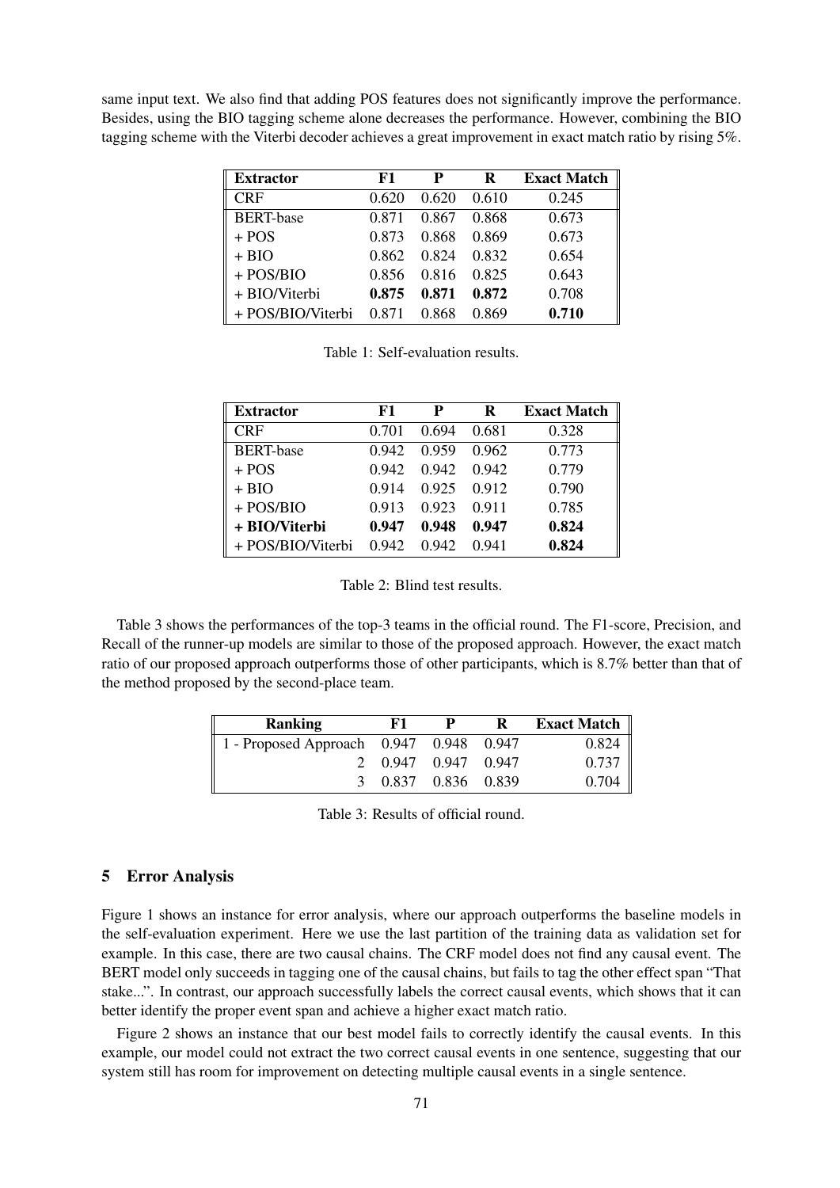same input text. We also find that adding POS features does not significantly improve the performance. Besides, using the BIO tagging scheme alone decreases the performance. However, combining the BIO tagging scheme with the Viterbi decoder achieves a great improvement in exact match ratio by rising 5%.

| Extractor | F1 | P | R | Exact Match |
|---|---|---|---|---|
| CRF | 0.620 | 0.620 | 0.610 | 0.245 |
| BERT-base | 0.871 | 0.867 | 0.868 | 0.673 |
| + POS | 0.873 | 0.868 | 0.869 | 0.673 |
| + BIO | 0.862 | 0.824 | 0.832 | 0.654 |
| + POS/BIO | 0.856 | 0.816 | 0.825 | 0.643 |
| + BIO/Viterbi | **0.875** | **0.871** | **0.872** | 0.708 |
| + POS/BIO/Viterbi | 0.871 | 0.868 | 0.869 | **0.710** |

Table 1: Self-evaluation results.

| Extractor | F1 | P | R | Exact Match |
|---|---|---|---|---|
| CRF | 0.701 | 0.694 | 0.681 | 0.328 |
| BERT-base | 0.942 | 0.959 | 0.962 | 0.773 |
| + POS | 0.942 | 0.942 | 0.942 | 0.779 |
| + BIO | 0.914 | 0.925 | 0.912 | 0.790 |
| + POS/BIO | 0.913 | 0.923 | 0.911 | 0.785 |
| **+ BIO/Viterbi** | **0.947** | **0.948** | **0.947** | **0.824** |
| + POS/BIO/Viterbi | 0.942 | 0.942 | 0.941 | **0.824** |

Table 2: Blind test results.

Table 3 shows the performances of the top-3 teams in the official round. The F1-score, Precision, and Recall of the runner-up models are similar to those of the proposed approach. However, the exact match ratio of our proposed approach outperforms those of other participants, which is 8.7% better than that of the method proposed by the second-place team.

| Ranking | F1 | P | R | Exact Match |
|---|---|---|---|---|
| 1 - Proposed Approach | 0.947 | 0.948 | 0.947 | 0.824 |
| 2 | 0.947 | 0.947 | 0.947 | 0.737 |
| 3 | 0.837 | 0.836 | 0.839 | 0.704 |

Table 3: Results of official round.

## 5 Error Analysis

Figure 1 shows an instance for error analysis, where our approach outperforms the baseline models in the self-evaluation experiment. Here we use the last partition of the training data as validation set for example. In this case, there are two causal chains. The CRF model does not find any causal event. The BERT model only succeeds in tagging one of the causal chains, but fails to tag the other effect span "That stake...". In contrast, our approach successfully labels the correct causal events, which shows that it can better identify the proper event span and achieve a higher exact match ratio.

Figure 2 shows an instance that our best model fails to correctly identify the causal events. In this example, our model could not extract the two correct causal events in one sentence, suggesting that our system still has room for improvement on detecting multiple causal events in a single sentence.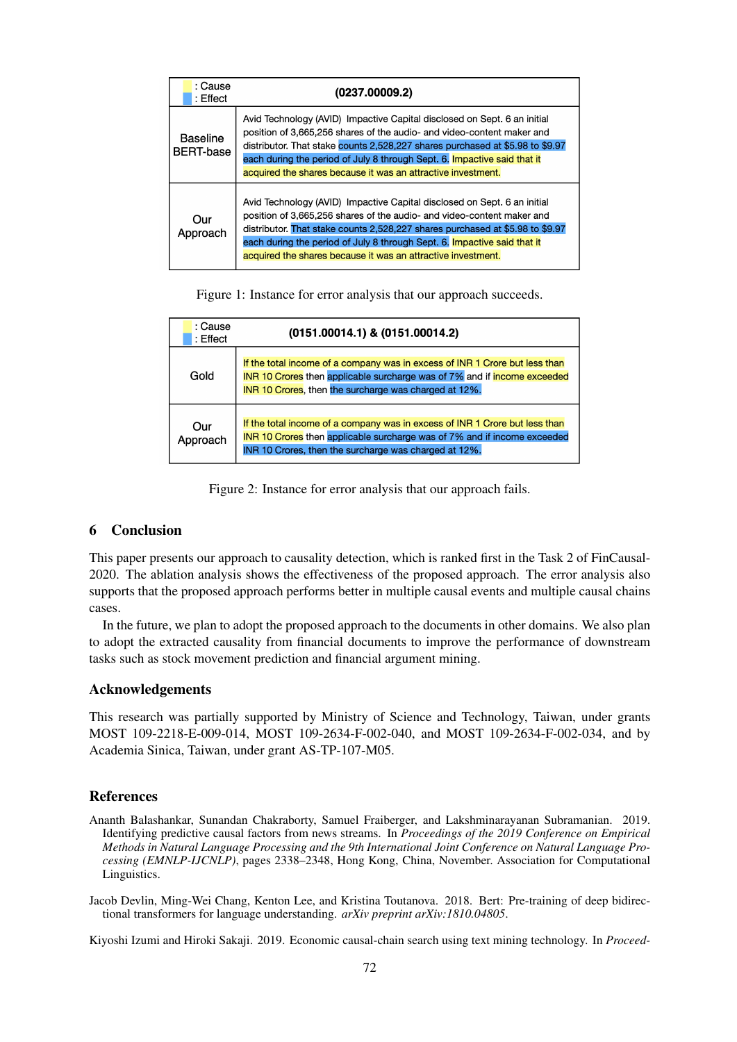| : Cause<br>: Effect | (0237.00009.2) |
|---|---|
| Baseline BERT-base | Avid Technology (AVID) Impactive Capital disclosed on Sept. 6 an initial position of 3,665,256 shares of the audio- and video-content maker and distributor. That stake counts 2,528,227 shares purchased at \$5.98 to \$9.97 each during the period of July 8 through Sept. 6. Impactive said that it acquired the shares because it was an attractive investment. |
| Our Approach | Avid Technology (AVID) Impactive Capital disclosed on Sept. 6 an initial position of 3,665,256 shares of the audio- and video-content maker and distributor. That stake counts 2,528,227 shares purchased at \$5.98 to \$9.97 each during the period of July 8 through Sept. 6. Impactive said that it acquired the shares because it was an attractive investment. |

Figure 1: Instance for error analysis that our approach succeeds.

| : Cause<br>: Effect | (0151.00014.1) & (0151.00014.2) |
|---|---|
| Gold | If the total income of a company was in excess of INR 1 Crore but less than INR 10 Crores then applicable surcharge was of 7% and if income exceeded INR 10 Crores, then the surcharge was charged at 12%. |
| Our Approach | If the total income of a company was in excess of INR 1 Crore but less than INR 10 Crores then applicable surcharge was of 7% and if income exceeded INR 10 Crores, then the surcharge was charged at 12%. |

Figure 2: Instance for error analysis that our approach fails.

## 6 Conclusion

This paper presents our approach to causality detection, which is ranked first in the Task 2 of FinCausal-2020. The ablation analysis shows the effectiveness of the proposed approach. The error analysis also supports that the proposed approach performs better in multiple causal events and multiple causal chains cases.

In the future, we plan to adopt the proposed approach to the documents in other domains. We also plan to adopt the extracted causality from financial documents to improve the performance of downstream tasks such as stock movement prediction and financial argument mining.

## Acknowledgements

This research was partially supported by Ministry of Science and Technology, Taiwan, under grants MOST 109-2218-E-009-014, MOST 109-2634-F-002-040, and MOST 109-2634-F-002-034, and by Academia Sinica, Taiwan, under grant AS-TP-107-M05.

## References

Ananth Balashankar, Sunandan Chakraborty, Samuel Fraiberger, and Lakshminarayanan Subramanian. 2019. Identifying predictive causal factors from news streams. In *Proceedings of the 2019 Conference on Empirical Methods in Natural Language Processing and the 9th International Joint Conference on Natural Language Processing (EMNLP-IJCNLP)*, pages 2338–2348, Hong Kong, China, November. Association for Computational Linguistics.

Jacob Devlin, Ming-Wei Chang, Kenton Lee, and Kristina Toutanova. 2018. Bert: Pre-training of deep bidirectional transformers for language understanding. *arXiv preprint arXiv:1810.04805*.

Kiyoshi Izumi and Hiroki Sakaji. 2019. Economic causal-chain search using text mining technology. In *Proceed-*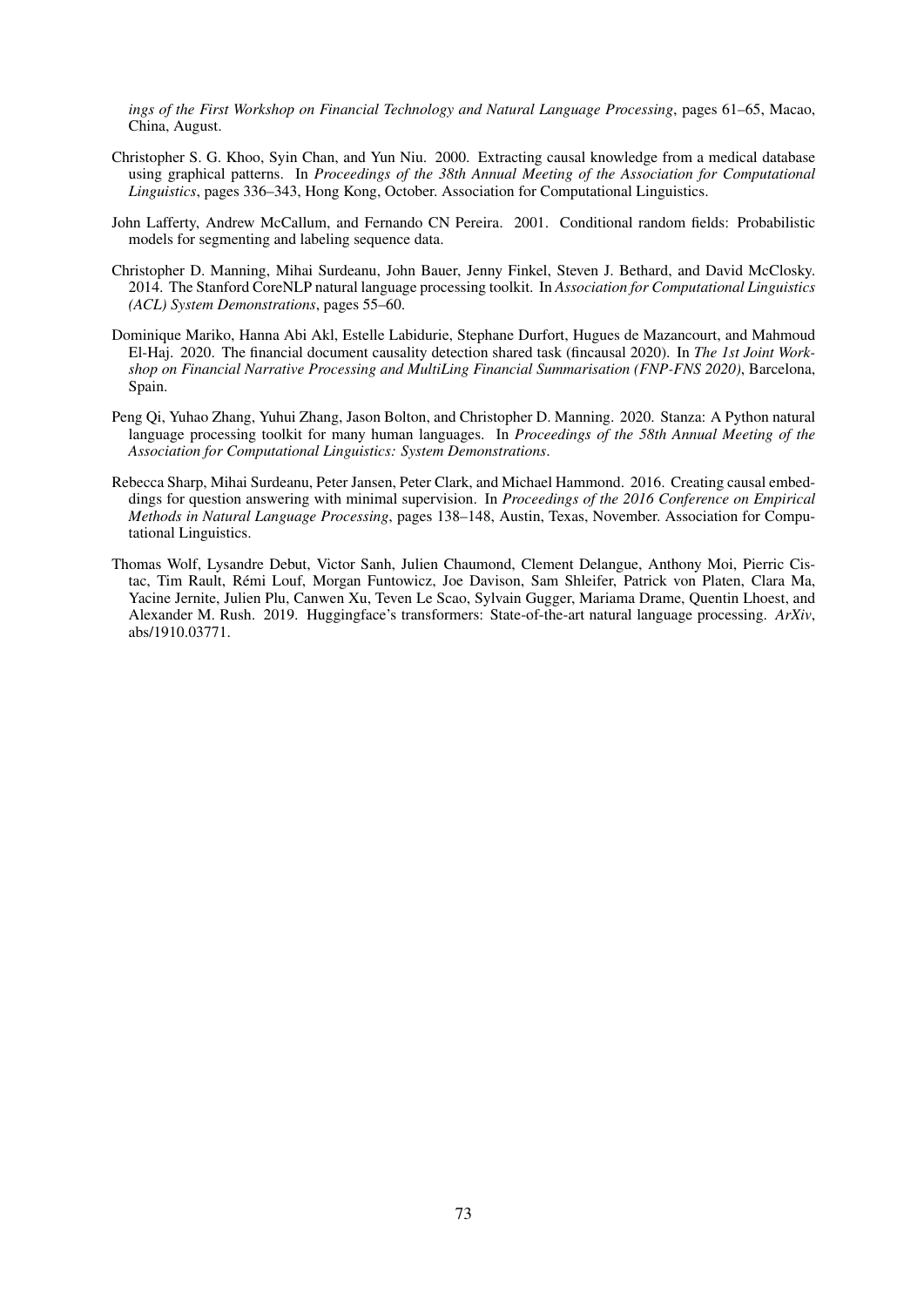*ings of the First Workshop on Financial Technology and Natural Language Processing*, pages 61–65, Macao, China, August.

Christopher S. G. Khoo, Syin Chan, and Yun Niu. 2000. Extracting causal knowledge from a medical database using graphical patterns. In *Proceedings of the 38th Annual Meeting of the Association for Computational Linguistics*, pages 336–343, Hong Kong, October. Association for Computational Linguistics.

John Lafferty, Andrew McCallum, and Fernando CN Pereira. 2001. Conditional random fields: Probabilistic models for segmenting and labeling sequence data.

Christopher D. Manning, Mihai Surdeanu, John Bauer, Jenny Finkel, Steven J. Bethard, and David McClosky. 2014. The Stanford CoreNLP natural language processing toolkit. In *Association for Computational Linguistics (ACL) System Demonstrations*, pages 55–60.

Dominique Mariko, Hanna Abi Akl, Estelle Labidurie, Stephane Durfort, Hugues de Mazancourt, and Mahmoud El-Haj. 2020. The financial document causality detection shared task (fincausal 2020). In *The 1st Joint Workshop on Financial Narrative Processing and MultiLing Financial Summarisation (FNP-FNS 2020)*, Barcelona, Spain.

Peng Qi, Yuhao Zhang, Yuhui Zhang, Jason Bolton, and Christopher D. Manning. 2020. Stanza: A Python natural language processing toolkit for many human languages. In *Proceedings of the 58th Annual Meeting of the Association for Computational Linguistics: System Demonstrations*.

Rebecca Sharp, Mihai Surdeanu, Peter Jansen, Peter Clark, and Michael Hammond. 2016. Creating causal embeddings for question answering with minimal supervision. In *Proceedings of the 2016 Conference on Empirical Methods in Natural Language Processing*, pages 138–148, Austin, Texas, November. Association for Computational Linguistics.

Thomas Wolf, Lysandre Debut, Victor Sanh, Julien Chaumond, Clement Delangue, Anthony Moi, Pierric Cistac, Tim Rault, Rémi Louf, Morgan Funtowicz, Joe Davison, Sam Shleifer, Patrick von Platen, Clara Ma, Yacine Jernite, Julien Plu, Canwen Xu, Teven Le Scao, Sylvain Gugger, Mariama Drame, Quentin Lhoest, and Alexander M. Rush. 2019. Huggingface's transformers: State-of-the-art natural language processing. *ArXiv*, abs/1910.03771.